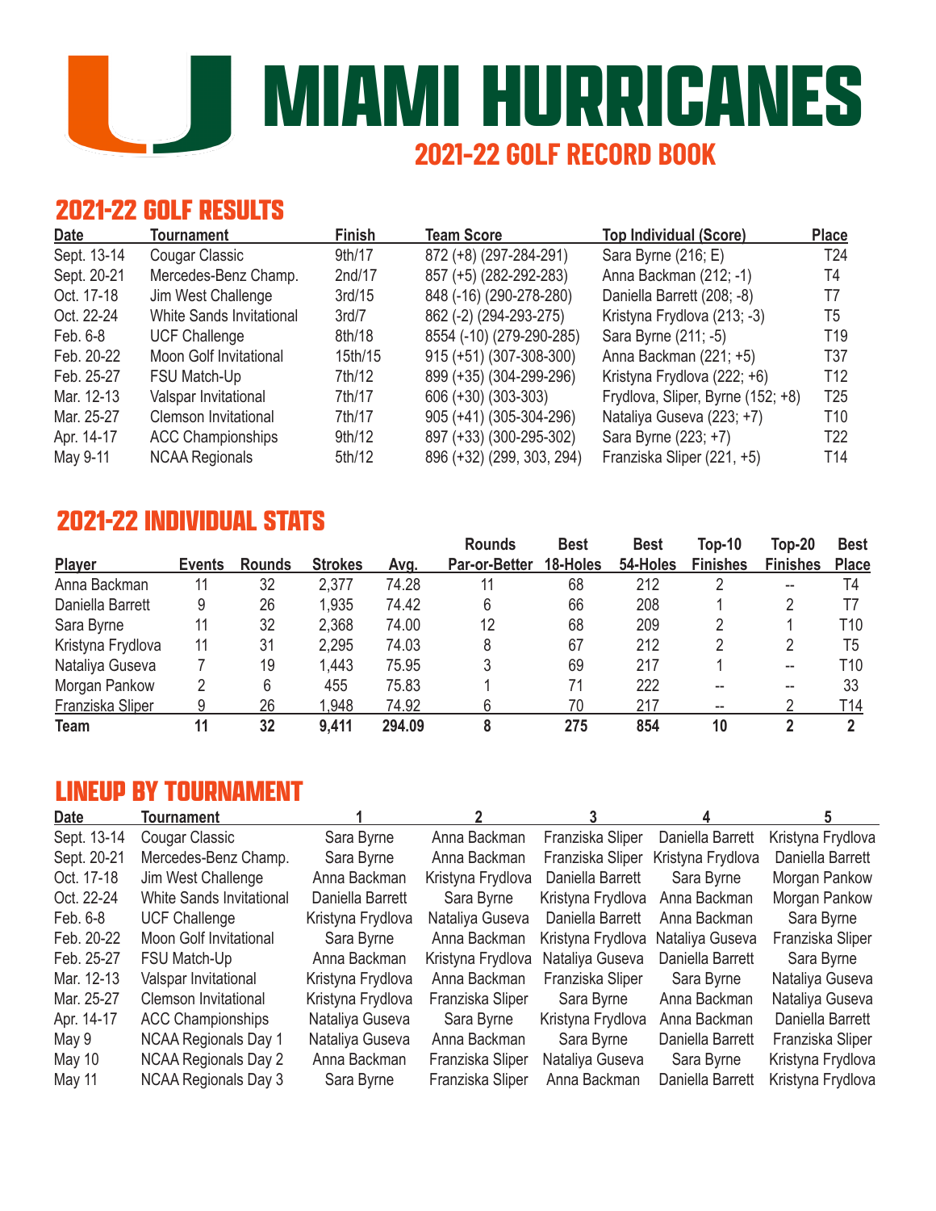# MIAMI HURRICANES

## 2021-22 GOLF RECORD BOOK

## 2021-22 GOLF RESULTS

| Date | Tournament | Finish | Team Score | Top Individual (Score) | Place |
|---|---|---|---|---|---|
| Sept. 13-14 | Cougar Classic | 9th/17 | 872 (+8) (297-284-291) | Sara Byrne (216; E) | T24 |
| Sept. 20-21 | Mercedes-Benz Champ. | 2nd/17 | 857 (+5) (282-292-283) | Anna Backman (212; -1) | T4 |
| Oct. 17-18 | Jim West Challenge | 3rd/15 | 848 (-16) (290-278-280) | Daniella Barrett (208; -8) | T7 |
| Oct. 22-24 | White Sands Invitational | 3rd/7 | 862 (-2) (294-293-275) | Kristyna Frydlova (213; -3) | T5 |
| Feb. 6-8 | UCF Challenge | 8th/18 | 8554 (-10) (279-290-285) | Sara Byrne (211; -5) | T19 |
| Feb. 20-22 | Moon Golf Invitational | 15th/15 | 915 (+51) (307-308-300) | Anna Backman (221; +5) | T37 |
| Feb. 25-27 | FSU Match-Up | 7th/12 | 899 (+35) (304-299-296) | Kristyna Frydlova (222; +6) | T12 |
| Mar. 12-13 | Valspar Invitational | 7th/17 | 606 (+30) (303-303) | Frydlova, Sliper, Byrne (152; +8) | T25 |
| Mar. 25-27 | Clemson Invitational | 7th/17 | 905 (+41) (305-304-296) | Nataliya Guseva (223; +7) | T10 |
| Apr. 14-17 | ACC Championships | 9th/12 | 897 (+33) (300-295-302) | Sara Byrne (223; +7) | T22 |
| May 9-11 | NCAA Regionals | 5th/12 | 896 (+32) (299, 303, 294) | Franziska Sliper (221, +5) | T14 |

## 2021-22 INDIVIDUAL STATS

| Player | Events | Rounds | Strokes | Avg. | Rounds Par-or-Better | Best 18-Holes | Best 54-Holes | Top-10 Finishes | Top-20 Finishes | Best Place |
|---|---|---|---|---|---|---|---|---|---|---|
| Anna Backman | 11 | 32 | 2,377 | 74.28 | 11 | 68 | 212 | 2 | -- | T4 |
| Daniella Barrett | 9 | 26 | 1,935 | 74.42 | 6 | 66 | 208 | 1 | 2 | T7 |
| Sara Byrne | 11 | 32 | 2,368 | 74.00 | 12 | 68 | 209 | 2 | 1 | T10 |
| Kristyna Frydlova | 11 | 31 | 2,295 | 74.03 | 8 | 67 | 212 | 2 | 2 | T5 |
| Nataliya Guseva | 7 | 19 | 1,443 | 75.95 | 3 | 69 | 217 | 1 | -- | T10 |
| Morgan Pankow | 2 | 6 | 455 | 75.83 | 1 | 71 | 222 | -- | -- | 33 |
| Franziska Sliper | 9 | 26 | 1,948 | 74.92 | 6 | 70 | 217 | -- | 2 | T14 |
| **Team** | **11** | **32** | **9,411** | **294.09** | **8** | **275** | **854** | **10** | **2** | **2** |

## LINEUP BY TOURNAMENT

| Date | Tournament | 1 | 2 | 3 | 4 | 5 |
|---|---|---|---|---|---|---|
| Sept. 13-14 | Cougar Classic | Sara Byrne | Anna Backman | Franziska Sliper | Daniella Barrett | Kristyna Frydlova |
| Sept. 20-21 | Mercedes-Benz Champ. | Sara Byrne | Anna Backman | Franziska Sliper | Kristyna Frydlova | Daniella Barrett |
| Oct. 17-18 | Jim West Challenge | Anna Backman | Kristyna Frydlova | Daniella Barrett | Sara Byrne | Morgan Pankow |
| Oct. 22-24 | White Sands Invitational | Daniella Barrett | Sara Byrne | Kristyna Frydlova | Anna Backman | Morgan Pankow |
| Feb. 6-8 | UCF Challenge | Kristyna Frydlova | Nataliya Guseva | Daniella Barrett | Anna Backman | Sara Byrne |
| Feb. 20-22 | Moon Golf Invitational | Sara Byrne | Anna Backman | Kristyna Frydlova | Nataliya Guseva | Franziska Sliper |
| Feb. 25-27 | FSU Match-Up | Anna Backman | Kristyna Frydlova | Nataliya Guseva | Daniella Barrett | Sara Byrne |
| Mar. 12-13 | Valspar Invitational | Kristyna Frydlova | Anna Backman | Franziska Sliper | Sara Byrne | Nataliya Guseva |
| Mar. 25-27 | Clemson Invitational | Kristyna Frydlova | Franziska Sliper | Sara Byrne | Anna Backman | Nataliya Guseva |
| Apr. 14-17 | ACC Championships | Nataliya Guseva | Sara Byrne | Kristyna Frydlova | Anna Backman | Daniella Barrett |
| May 9 | NCAA Regionals Day 1 | Nataliya Guseva | Anna Backman | Sara Byrne | Daniella Barrett | Franziska Sliper |
| May 10 | NCAA Regionals Day 2 | Anna Backman | Franziska Sliper | Nataliya Guseva | Sara Byrne | Kristyna Frydlova |
| May 11 | NCAA Regionals Day 3 | Sara Byrne | Franziska Sliper | Anna Backman | Daniella Barrett | Kristyna Frydlova |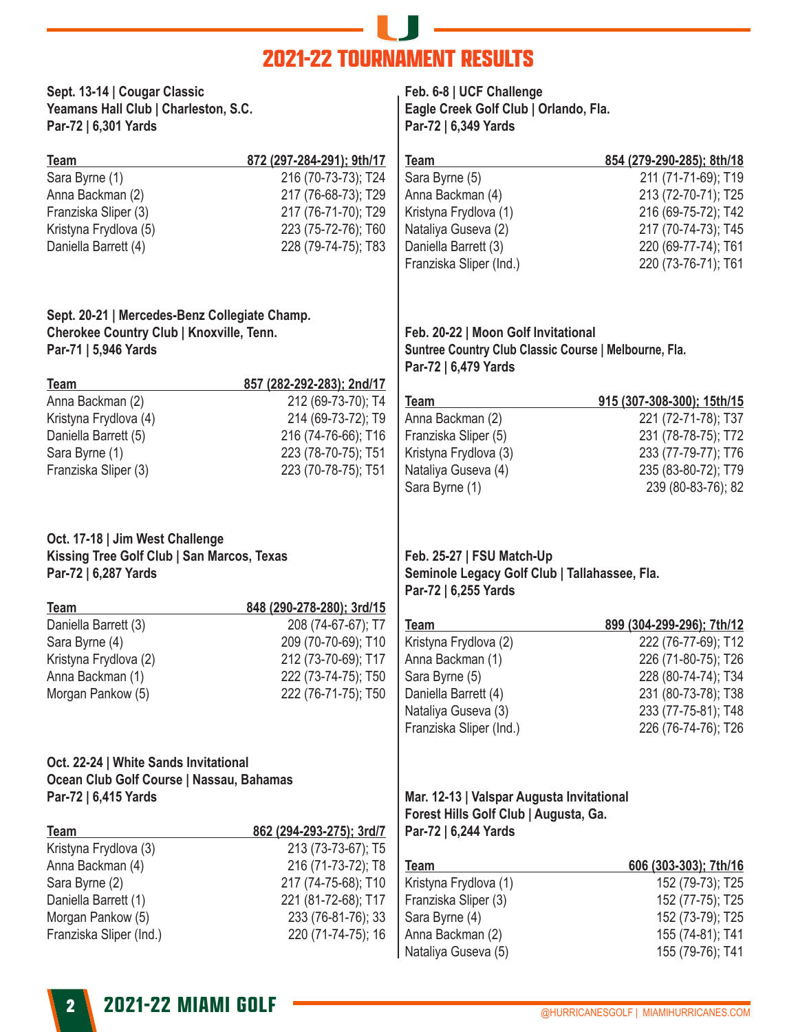# 2021-22 TOURNAMENT RESULTS

**Sept. 13-14 | Cougar Classic**
**Yeamans Hall Club | Charleston, S.C.**
**Par-72 | 6,301 Yards**

| Team | 872 (297-284-291); 9th/17 |
|---|---|
| Sara Byrne (1) | 216 (70-73-73); T24 |
| Anna Backman (2) | 217 (76-68-73); T29 |
| Franziska Sliper (3) | 217 (76-71-70); T29 |
| Kristyna Frydlova (5) | 223 (75-72-76); T60 |
| Daniella Barrett (4) | 228 (79-74-75); T83 |

**Sept. 20-21 | Mercedes-Benz Collegiate Champ.**
**Cherokee Country Club | Knoxville, Tenn.**
**Par-71 | 5,946 Yards**

| Team | 857 (282-292-283); 2nd/17 |
|---|---|
| Anna Backman (2) | 212 (69-73-70); T4 |
| Kristyna Frydlova (4) | 214 (69-73-72); T9 |
| Daniella Barrett (5) | 216 (74-76-66); T16 |
| Sara Byrne (1) | 223 (78-70-75); T51 |
| Franziska Sliper (3) | 223 (70-78-75); T51 |

**Oct. 17-18 | Jim West Challenge**
**Kissing Tree Golf Club | San Marcos, Texas**
**Par-72 | 6,287 Yards**

| Team | 848 (290-278-280); 3rd/15 |
|---|---|
| Daniella Barrett (3) | 208 (74-67-67); T7 |
| Sara Byrne (4) | 209 (70-70-69); T10 |
| Kristyna Frydlova (2) | 212 (73-70-69); T17 |
| Anna Backman (1) | 222 (73-74-75); T50 |
| Morgan Pankow (5) | 222 (76-71-75); T50 |

**Oct. 22-24 | White Sands Invitational**
**Ocean Club Golf Course | Nassau, Bahamas**
**Par-72 | 6,415 Yards**

| Team | 862 (294-293-275); 3rd/7 |
|---|---|
| Kristyna Frydlova (3) | 213 (73-73-67); T5 |
| Anna Backman (4) | 216 (71-73-72); T8 |
| Sara Byrne (2) | 217 (74-75-68); T10 |
| Daniella Barrett (1) | 221 (81-72-68); T17 |
| Morgan Pankow (5) | 233 (76-81-76); 33 |
| Franziska Sliper (Ind.) | 220 (71-74-75); 16 |

**Feb. 6-8 | UCF Challenge**
**Eagle Creek Golf Club | Orlando, Fla.**
**Par-72 | 6,349 Yards**

| Team | 854 (279-290-285); 8th/18 |
|---|---|
| Sara Byrne (5) | 211 (71-71-69); T19 |
| Anna Backman (4) | 213 (72-70-71); T25 |
| Kristyna Frydlova (1) | 216 (69-75-72); T42 |
| Nataliya Guseva (2) | 217 (70-74-73); T45 |
| Daniella Barrett (3) | 220 (69-77-74); T61 |
| Franziska Sliper (Ind.) | 220 (73-76-71); T61 |

**Feb. 20-22 | Moon Golf Invitational**
**Suntree Country Club Classic Course | Melbourne, Fla.**
**Par-72 | 6,479 Yards**

| Team | 915 (307-308-300); 15th/15 |
|---|---|
| Anna Backman (2) | 221 (72-71-78); T37 |
| Franziska Sliper (5) | 231 (78-78-75); T72 |
| Kristyna Frydlova (3) | 233 (77-79-77); T76 |
| Nataliya Guseva (4) | 235 (83-80-72); T79 |
| Sara Byrne (1) | 239 (80-83-76); 82 |

**Feb. 25-27 | FSU Match-Up**
**Seminole Legacy Golf Club | Tallahassee, Fla.**
**Par-72 | 6,255 Yards**

| Team | 899 (304-299-296); 7th/12 |
|---|---|
| Kristyna Frydlova (2) | 222 (76-77-69); T12 |
| Anna Backman (1) | 226 (71-80-75); T26 |
| Sara Byrne (5) | 228 (80-74-74); T34 |
| Daniella Barrett (4) | 231 (80-73-78); T38 |
| Nataliya Guseva (3) | 233 (77-75-81); T48 |
| Franziska Sliper (Ind.) | 226 (76-74-76); T26 |

**Mar. 12-13 | Valspar Augusta Invitational**
**Forest Hills Golf Club | Augusta, Ga.**
**Par-72 | 6,244 Yards**

| Team | 606 (303-303); 7th/16 |
|---|---|
| Kristyna Frydlova (1) | 152 (79-73); T25 |
| Franziska Sliper (3) | 152 (77-75); T25 |
| Sara Byrne (4) | 152 (73-79); T25 |
| Anna Backman (2) | 155 (74-81); T41 |
| Nataliya Guseva (5) | 155 (79-76); T41 |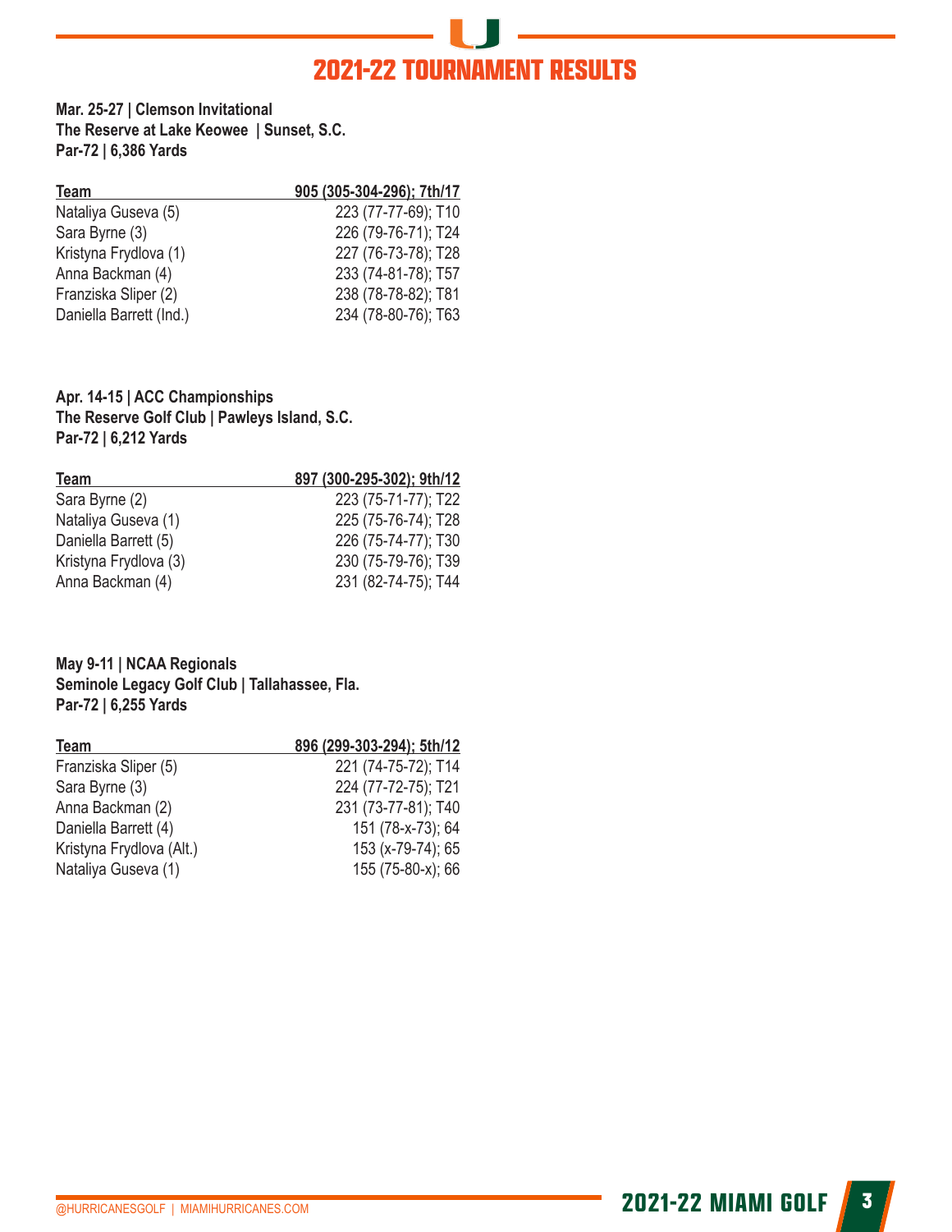# 2021-22 TOURNAMENT RESULTS

**Mar. 25-27 | Clemson Invitational**
**The Reserve at Lake Keowee | Sunset, S.C.**
**Par-72 | 6,386 Yards**

| Team | 905 (305-304-296); 7th/17 |
|---|---|
| Nataliya Guseva (5) | 223 (77-77-69); T10 |
| Sara Byrne (3) | 226 (79-76-71); T24 |
| Kristyna Frydlova (1) | 227 (76-73-78); T28 |
| Anna Backman (4) | 233 (74-81-78); T57 |
| Franziska Sliper (2) | 238 (78-78-82); T81 |
| Daniella Barrett (Ind.) | 234 (78-80-76); T63 |

**Apr. 14-15 | ACC Championships**
**The Reserve Golf Club | Pawleys Island, S.C.**
**Par-72 | 6,212 Yards**

| Team | 897 (300-295-302); 9th/12 |
|---|---|
| Sara Byrne (2) | 223 (75-71-77); T22 |
| Nataliya Guseva (1) | 225 (75-76-74); T28 |
| Daniella Barrett (5) | 226 (75-74-77); T30 |
| Kristyna Frydlova (3) | 230 (75-79-76); T39 |
| Anna Backman (4) | 231 (82-74-75); T44 |

**May 9-11 | NCAA Regionals**
**Seminole Legacy Golf Club | Tallahassee, Fla.**
**Par-72 | 6,255 Yards**

| Team | 896 (299-303-294); 5th/12 |
|---|---|
| Franziska Sliper (5) | 221 (74-75-72); T14 |
| Sara Byrne (3) | 224 (77-72-75); T21 |
| Anna Backman (2) | 231 (73-77-81); T40 |
| Daniella Barrett (4) | 151 (78-x-73); 64 |
| Kristyna Frydlova (Alt.) | 153 (x-79-74); 65 |
| Nataliya Guseva (1) | 155 (75-80-x); 66 |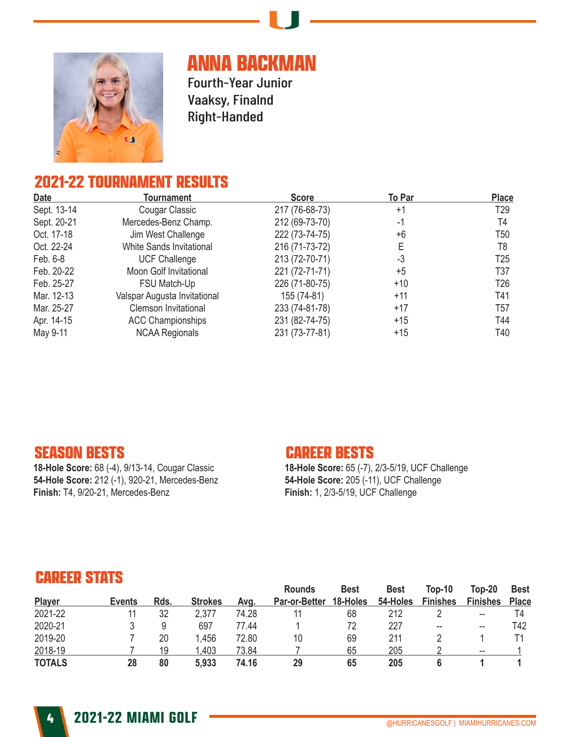# ANNA BACKMAN

Fourth-Year Junior
Vaaksy, Finalnd
Right-Handed

## 2021-22 TOURNAMENT RESULTS

| Date | Tournament | Score | To Par | Place |
|---|---|---|---|---|
| Sept. 13-14 | Cougar Classic | 217 (76-68-73) | +1 | T29 |
| Sept. 20-21 | Mercedes-Benz Champ. | 212 (69-73-70) | -1 | T4 |
| Oct. 17-18 | Jim West Challenge | 222 (73-74-75) | +6 | T50 |
| Oct. 22-24 | White Sands Invitational | 216 (71-73-72) | E | T8 |
| Feb. 6-8 | UCF Challenge | 213 (72-70-71) | -3 | T25 |
| Feb. 20-22 | Moon Golf Invitational | 221 (72-71-71) | +5 | T37 |
| Feb. 25-27 | FSU Match-Up | 226 (71-80-75) | +10 | T26 |
| Mar. 12-13 | Valspar Augusta Invitational | 155 (74-81) | +11 | T41 |
| Mar. 25-27 | Clemson Invitational | 233 (74-81-78) | +17 | T57 |
| Apr. 14-15 | ACC Championships | 231 (82-74-75) | +15 | T44 |
| May 9-11 | NCAA Regionals | 231 (73-77-81) | +15 | T40 |

## SEASON BESTS

**18-Hole Score:** 68 (-4), 9/13-14, Cougar Classic
**54-Hole Score:** 212 (-1), 920-21, Mercedes-Benz
**Finish:** T4, 9/20-21, Mercedes-Benz

## CAREER BESTS

**18-Hole Score:** 65 (-7), 2/3-5/19, UCF Challenge
**54-Hole Score:** 205 (-11), UCF Challenge
**Finish:** 1, 2/3-5/19, UCF Challenge

## CAREER STATS

| Player | Events | Rds. | Strokes | Avg. | Rounds Par-or-Better | Best 18-Holes | Best 54-Holes | Top-10 Finishes | Top-20 Finishes | Best Place |
|---|---|---|---|---|---|---|---|---|---|---|
| 2021-22 | 11 | 32 | 2,377 | 74.28 | 11 | 68 | 212 | 2 | -- | T4 |
| 2020-21 | 3 | 9 | 697 | 77.44 | 1 | 72 | 227 | -- | -- | T42 |
| 2019-20 | 7 | 20 | 1,456 | 72.80 | 10 | 69 | 211 | 2 | 1 | T1 |
| 2018-19 | 7 | 19 | 1,403 | 73.84 | 7 | 65 | 205 | 2 | -- | 1 |
| **TOTALS** | **28** | **80** | **5,933** | **74.16** | **29** | **65** | **205** | **6** | **1** | **1** |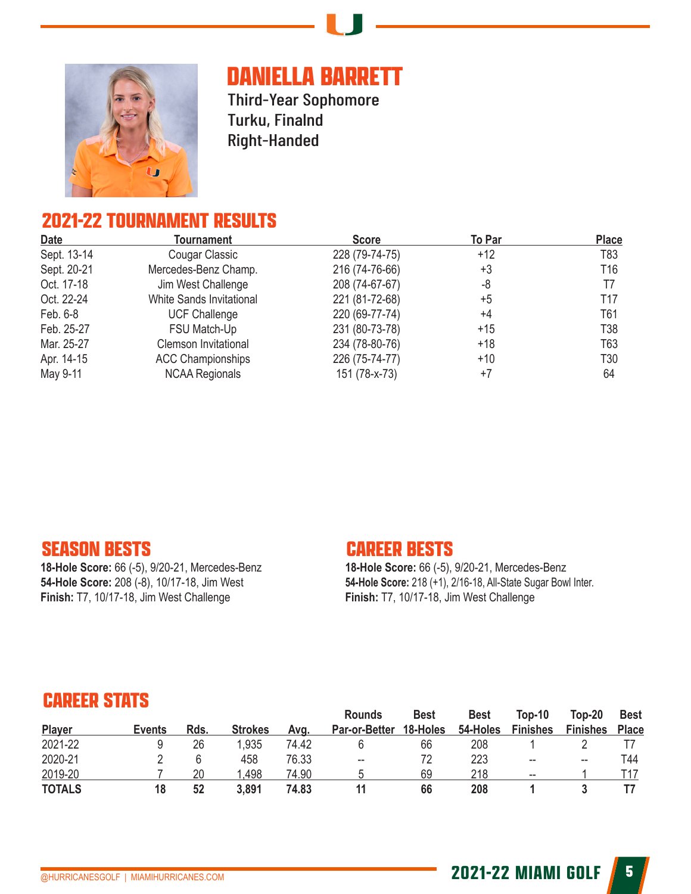# DANIELLA BARRETT

Third-Year Sophomore
Turku, Finalnd
Right-Handed

## 2021-22 TOURNAMENT RESULTS

| Date | Tournament | Score | To Par | Place |
|---|---|---|---|---|
| Sept. 13-14 | Cougar Classic | 228 (79-74-75) | +12 | T83 |
| Sept. 20-21 | Mercedes-Benz Champ. | 216 (74-76-66) | +3 | T16 |
| Oct. 17-18 | Jim West Challenge | 208 (74-67-67) | -8 | T7 |
| Oct. 22-24 | White Sands Invitational | 221 (81-72-68) | +5 | T17 |
| Feb. 6-8 | UCF Challenge | 220 (69-77-74) | +4 | T61 |
| Feb. 25-27 | FSU Match-Up | 231 (80-73-78) | +15 | T38 |
| Mar. 25-27 | Clemson Invitational | 234 (78-80-76) | +18 | T63 |
| Apr. 14-15 | ACC Championships | 226 (75-74-77) | +10 | T30 |
| May 9-11 | NCAA Regionals | 151 (78-x-73) | +7 | 64 |

## SEASON BESTS

**18-Hole Score:** 66 (-5), 9/20-21, Mercedes-Benz
**54-Hole Score:** 208 (-8), 10/17-18, Jim West
**Finish:** T7, 10/17-18, Jim West Challenge

## CAREER BESTS

**18-Hole Score:** 66 (-5), 9/20-21, Mercedes-Benz
**54-Hole Score:** 218 (+1), 2/16-18, All-State Sugar Bowl Inter.
**Finish:** T7, 10/17-18, Jim West Challenge

## CAREER STATS

| Player | Events | Rds. | Strokes | Avg. | Rounds Par-or-Better | Best 18-Holes | Best 54-Holes | Top-10 Finishes | Top-20 Finishes | Best Place |
|---|---|---|---|---|---|---|---|---|---|---|
| 2021-22 | 9 | 26 | 1,935 | 74.42 | 6 | 66 | 208 | 1 | 2 | T7 |
| 2020-21 | 2 | 6 | 458 | 76.33 | -- | 72 | 223 | -- | -- | T44 |
| 2019-20 | 7 | 20 | 1,498 | 74.90 | 5 | 69 | 218 | -- | 1 | T17 |
| **TOTALS** | **18** | **52** | **3,891** | **74.83** | **11** | **66** | **208** | **1** | **3** | **T7** |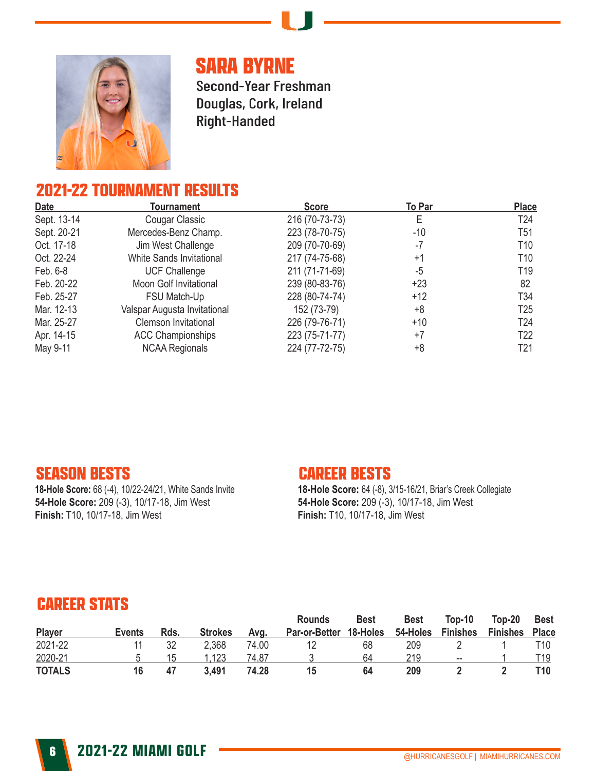# SARA BYRNE

Second-Year Freshman
Douglas, Cork, Ireland
Right-Handed

## 2021-22 TOURNAMENT RESULTS

| Date | Tournament | Score | To Par | Place |
|---|---|---|---|---|
| Sept. 13-14 | Cougar Classic | 216 (70-73-73) | E | T24 |
| Sept. 20-21 | Mercedes-Benz Champ. | 223 (78-70-75) | -10 | T51 |
| Oct. 17-18 | Jim West Challenge | 209 (70-70-69) | -7 | T10 |
| Oct. 22-24 | White Sands Invitational | 217 (74-75-68) | +1 | T10 |
| Feb. 6-8 | UCF Challenge | 211 (71-71-69) | -5 | T19 |
| Feb. 20-22 | Moon Golf Invitational | 239 (80-83-76) | +23 | 82 |
| Feb. 25-27 | FSU Match-Up | 228 (80-74-74) | +12 | T34 |
| Mar. 12-13 | Valspar Augusta Invitational | 152 (73-79) | +8 | T25 |
| Mar. 25-27 | Clemson Invitational | 226 (79-76-71) | +10 | T24 |
| Apr. 14-15 | ACC Championships | 223 (75-71-77) | +7 | T22 |
| May 9-11 | NCAA Regionals | 224 (77-72-75) | +8 | T21 |

## SEASON BESTS

**18-Hole Score:** 68 (-4), 10/22-24/21, White Sands Invite
**54-Hole Score:** 209 (-3), 10/17-18, Jim West
**Finish:** T10, 10/17-18, Jim West

## CAREER BESTS

**18-Hole Score:** 64 (-8), 3/15-16/21, Briar's Creek Collegiate
**54-Hole Score:** 209 (-3), 10/17-18, Jim West
**Finish:** T10, 10/17-18, Jim West

## CAREER STATS

| Player | Events | Rds. | Strokes | Avg. | Rounds Par-or-Better | Best 18-Holes | Best 54-Holes | Top-10 Finishes | Top-20 Finishes | Best Place |
|---|---|---|---|---|---|---|---|---|---|---|
| 2021-22 | 11 | 32 | 2,368 | 74.00 | 12 | 68 | 209 | 2 | 1 | T10 |
| 2020-21 | 5 | 15 | 1,123 | 74.87 | 3 | 64 | 219 | -- | 1 | T19 |
| **TOTALS** | **16** | **47** | **3,491** | **74.28** | **15** | **64** | **209** | **2** | **2** | **T10** |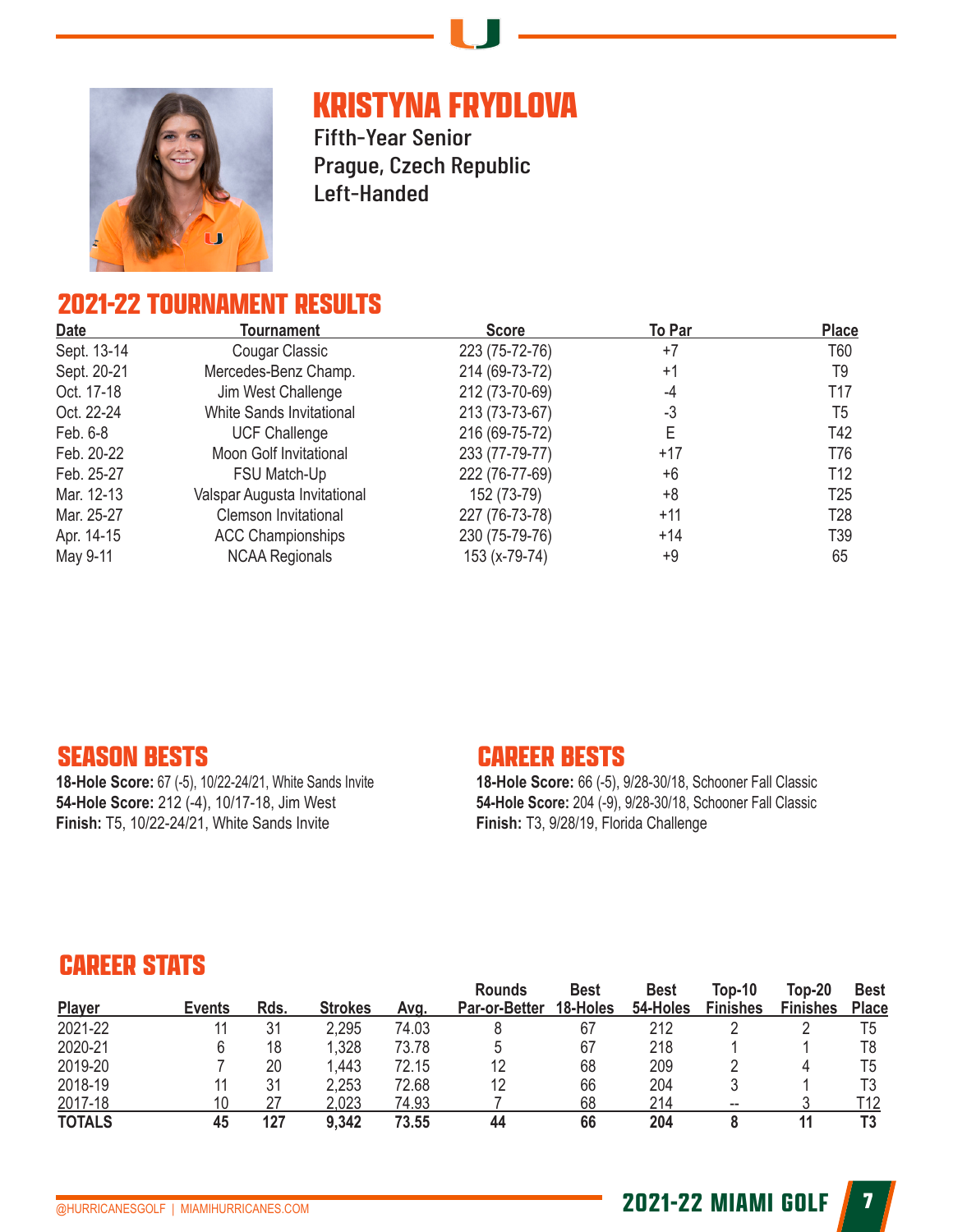# KRISTYNA FRYDLOVA

Fifth-Year Senior
Prague, Czech Republic
Left-Handed

## 2021-22 TOURNAMENT RESULTS

| Date | Tournament | Score | To Par | Place |
|---|---|---|---|---|
| Sept. 13-14 | Cougar Classic | 223 (75-72-76) | +7 | T60 |
| Sept. 20-21 | Mercedes-Benz Champ. | 214 (69-73-72) | +1 | T9 |
| Oct. 17-18 | Jim West Challenge | 212 (73-70-69) | -4 | T17 |
| Oct. 22-24 | White Sands Invitational | 213 (73-73-67) | -3 | T5 |
| Feb. 6-8 | UCF Challenge | 216 (69-75-72) | E | T42 |
| Feb. 20-22 | Moon Golf Invitational | 233 (77-79-77) | +17 | T76 |
| Feb. 25-27 | FSU Match-Up | 222 (76-77-69) | +6 | T12 |
| Mar. 12-13 | Valspar Augusta Invitational | 152 (73-79) | +8 | T25 |
| Mar. 25-27 | Clemson Invitational | 227 (76-73-78) | +11 | T28 |
| Apr. 14-15 | ACC Championships | 230 (75-79-76) | +14 | T39 |
| May 9-11 | NCAA Regionals | 153 (x-79-74) | +9 | 65 |

## SEASON BESTS

**18-Hole Score:** 67 (-5), 10/22-24/21, White Sands Invite
**54-Hole Score:** 212 (-4), 10/17-18, Jim West
**Finish:** T5, 10/22-24/21, White Sands Invite

## CAREER BESTS

**18-Hole Score:** 66 (-5), 9/28-30/18, Schooner Fall Classic
**54-Hole Score:** 204 (-9), 9/28-30/18, Schooner Fall Classic
**Finish:** T3, 9/28/19, Florida Challenge

## CAREER STATS

| Player | Events | Rds. | Strokes | Avg. | Rounds Par-or-Better | Best 18-Holes | Best 54-Holes | Top-10 Finishes | Top-20 Finishes | Best Place |
|---|---|---|---|---|---|---|---|---|---|---|
| 2021-22 | 11 | 31 | 2,295 | 74.03 | 8 | 67 | 212 | 2 | 2 | T5 |
| 2020-21 | 6 | 18 | 1,328 | 73.78 | 5 | 67 | 218 | 1 | 1 | T8 |
| 2019-20 | 7 | 20 | 1,443 | 72.15 | 12 | 68 | 209 | 2 | 4 | T5 |
| 2018-19 | 11 | 31 | 2,253 | 72.68 | 12 | 66 | 204 | 3 | 1 | T3 |
| 2017-18 | 10 | 27 | 2,023 | 74.93 | 7 | 68 | 214 | -- | 3 | T12 |
| **TOTALS** | **45** | **127** | **9,342** | **73.55** | **44** | **66** | **204** | **8** | **11** | **T3** |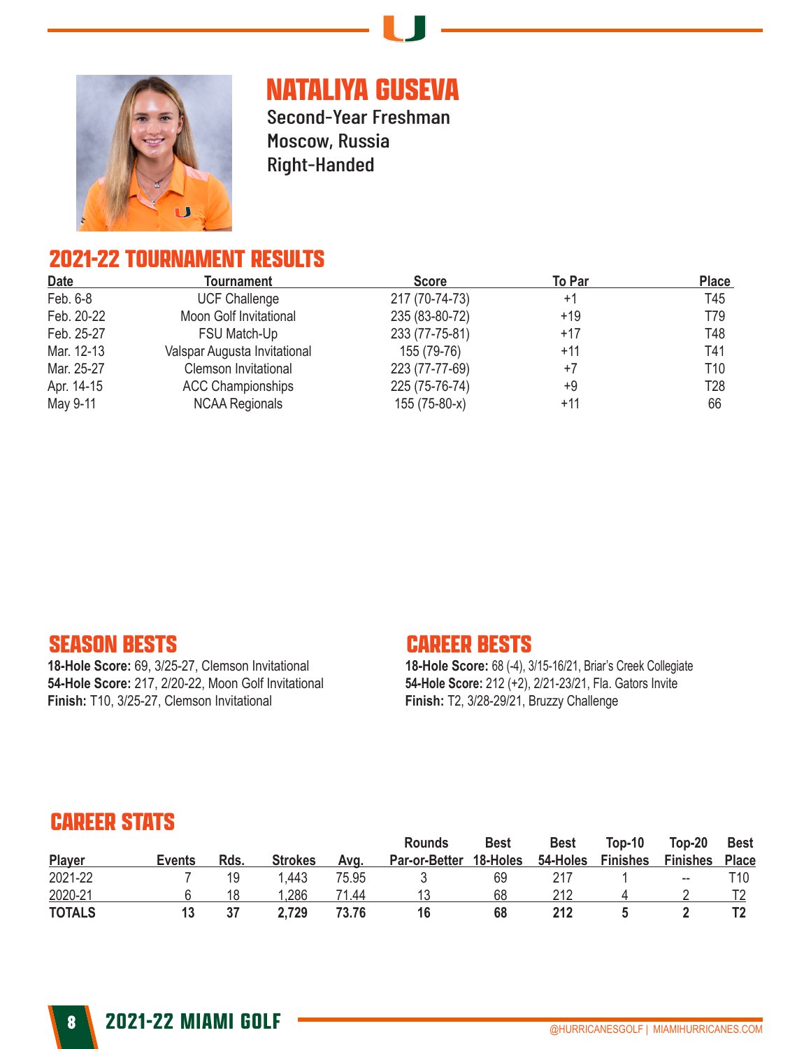# NATALIYA GUSEVA

Second-Year Freshman
Moscow, Russia
Right-Handed

## 2021-22 TOURNAMENT RESULTS

| Date | Tournament | Score | To Par | Place |
|---|---|---|---|---|
| Feb. 6-8 | UCF Challenge | 217 (70-74-73) | +1 | T45 |
| Feb. 20-22 | Moon Golf Invitational | 235 (83-80-72) | +19 | T79 |
| Feb. 25-27 | FSU Match-Up | 233 (77-75-81) | +17 | T48 |
| Mar. 12-13 | Valspar Augusta Invitational | 155 (79-76) | +11 | T41 |
| Mar. 25-27 | Clemson Invitational | 223 (77-77-69) | +7 | T10 |
| Apr. 14-15 | ACC Championships | 225 (75-76-74) | +9 | T28 |
| May 9-11 | NCAA Regionals | 155 (75-80-x) | +11 | 66 |

## SEASON BESTS

**18-Hole Score:** 69, 3/25-27, Clemson Invitational
**54-Hole Score:** 217, 2/20-22, Moon Golf Invitational
**Finish:** T10, 3/25-27, Clemson Invitational

## CAREER BESTS

**18-Hole Score:** 68 (-4), 3/15-16/21, Briar's Creek Collegiate
**54-Hole Score:** 212 (+2), 2/21-23/21, Fla. Gators Invite
**Finish:** T2, 3/28-29/21, Bruzzy Challenge

## CAREER STATS

| Player | Events | Rds. | Strokes | Avg. | Rounds Par-or-Better | Best 18-Holes | Best 54-Holes | Top-10 Finishes | Top-20 Finishes | Best Place |
|---|---|---|---|---|---|---|---|---|---|---|
| 2021-22 | 7 | 19 | 1,443 | 75.95 | 3 | 69 | 217 | 1 | -- | T10 |
| 2020-21 | 6 | 18 | 1,286 | 71.44 | 13 | 68 | 212 | 4 | 2 | T2 |
| **TOTALS** | **13** | **37** | **2,729** | **73.76** | **16** | **68** | **212** | **5** | **2** | **T2** |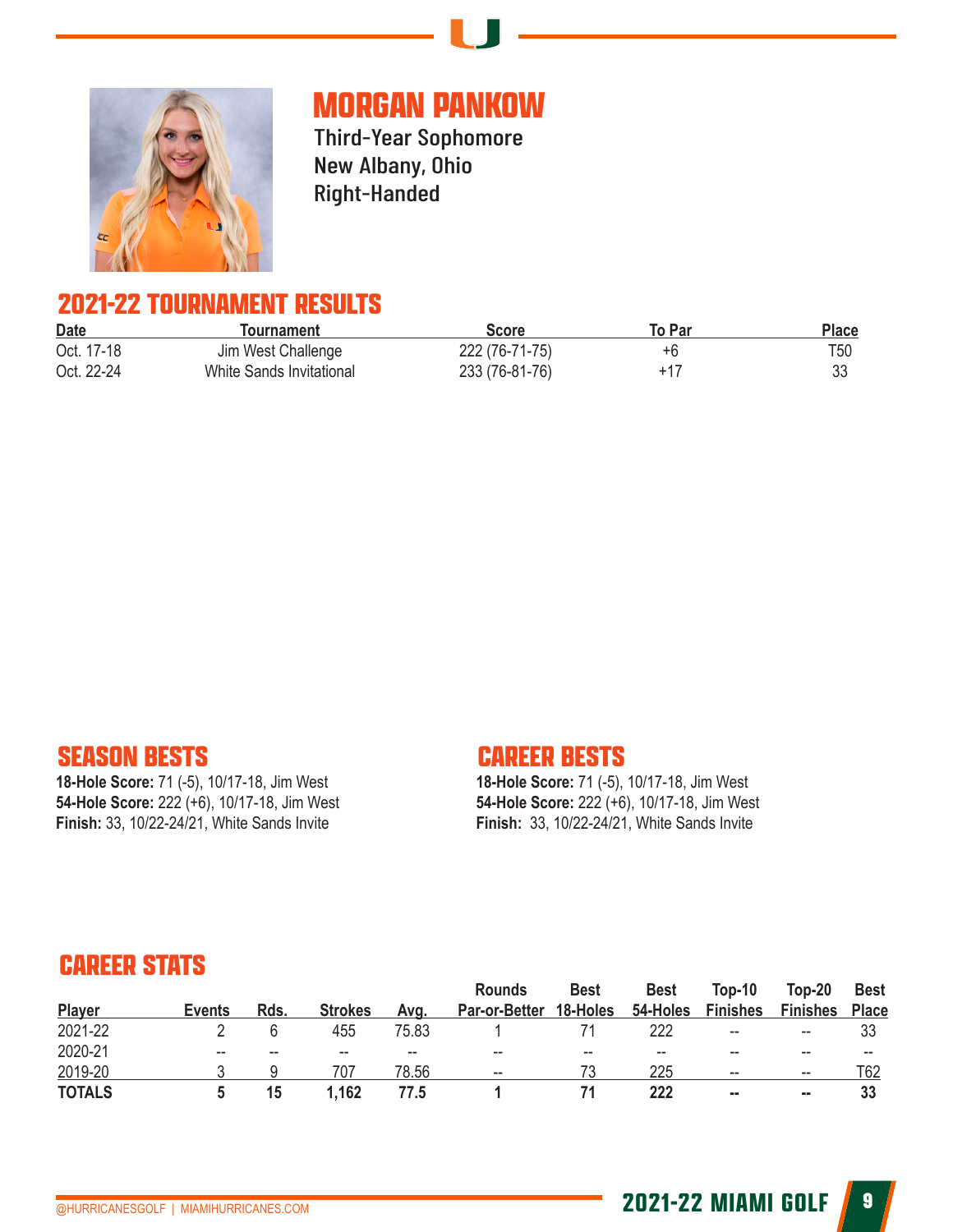# MORGAN PANKOW

Third-Year Sophomore
New Albany, Ohio
Right-Handed

## 2021-22 TOURNAMENT RESULTS

| Date | Tournament | Score | To Par | Place |
|---|---|---|---|---|
| Oct. 17-18 | Jim West Challenge | 222 (76-71-75) | +6 | T50 |
| Oct. 22-24 | White Sands Invitational | 233 (76-81-76) | +17 | 33 |

## SEASON BESTS

**18-Hole Score:** 71 (-5), 10/17-18, Jim West
**54-Hole Score:** 222 (+6), 10/17-18, Jim West
**Finish:** 33, 10/22-24/21, White Sands Invite

## CAREER BESTS

**18-Hole Score:** 71 (-5), 10/17-18, Jim West
**54-Hole Score:** 222 (+6), 10/17-18, Jim West
**Finish:** 33, 10/22-24/21, White Sands Invite

## CAREER STATS

| Player | Events | Rds. | Strokes | Avg. | Rounds Par-or-Better | Best 18-Holes | Best 54-Holes | Top-10 Finishes | Top-20 Finishes | Best Place |
|---|---|---|---|---|---|---|---|---|---|---|
| 2021-22 | 2 | 6 | 455 | 75.83 | 1 | 71 | 222 | -- | -- | 33 |
| 2020-21 | -- | -- | -- | -- | -- | -- | -- | -- | -- | -- |
| 2019-20 | 3 | 9 | 707 | 78.56 | -- | 73 | 225 | -- | -- | T62 |
| **TOTALS** | **5** | **15** | **1,162** | **77.5** | **1** | **71** | **222** | **--** | **--** | **33** |

@HURRICANESGOLF | MIAMIHURRICANES.COM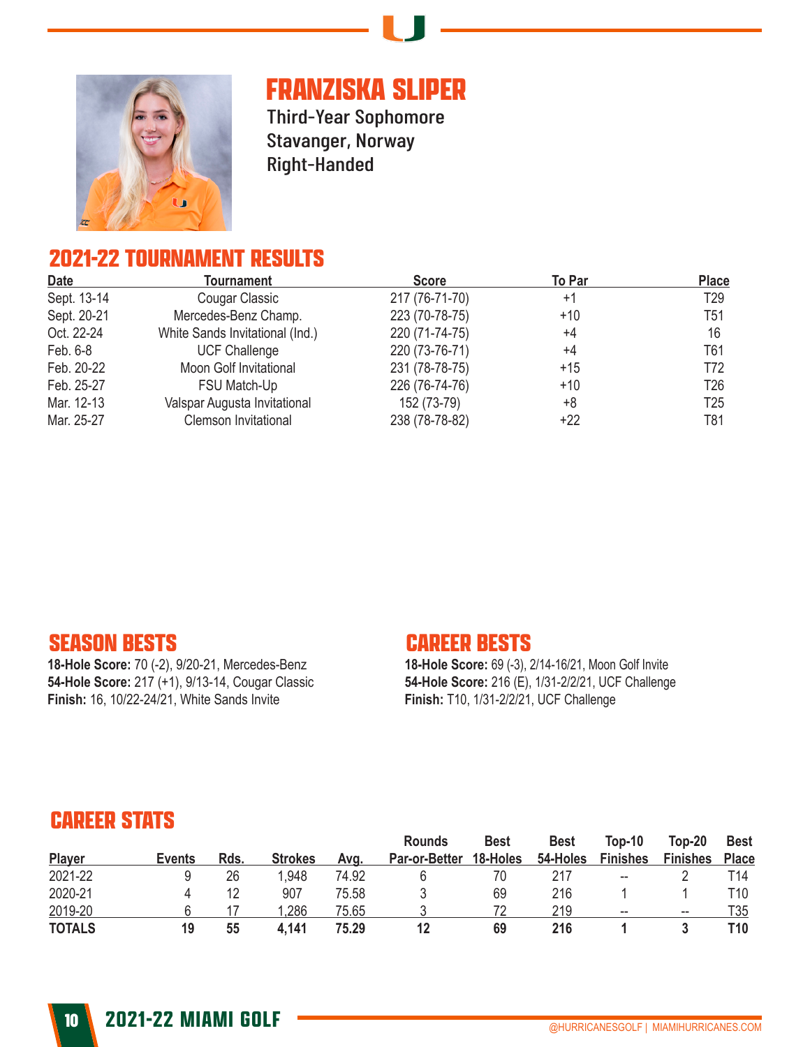# FRANZISKA SLIPER

Third-Year Sophomore
Stavanger, Norway
Right-Handed

## 2021-22 TOURNAMENT RESULTS

| Date | Tournament | Score | To Par | Place |
|---|---|---|---|---|
| Sept. 13-14 | Cougar Classic | 217 (76-71-70) | +1 | T29 |
| Sept. 20-21 | Mercedes-Benz Champ. | 223 (70-78-75) | +10 | T51 |
| Oct. 22-24 | White Sands Invitational (Ind.) | 220 (71-74-75) | +4 | 16 |
| Feb. 6-8 | UCF Challenge | 220 (73-76-71) | +4 | T61 |
| Feb. 20-22 | Moon Golf Invitational | 231 (78-78-75) | +15 | T72 |
| Feb. 25-27 | FSU Match-Up | 226 (76-74-76) | +10 | T26 |
| Mar. 12-13 | Valspar Augusta Invitational | 152 (73-79) | +8 | T25 |
| Mar. 25-27 | Clemson Invitational | 238 (78-78-82) | +22 | T81 |

## SEASON BESTS

**18-Hole Score:** 70 (-2), 9/20-21, Mercedes-Benz
**54-Hole Score:** 217 (+1), 9/13-14, Cougar Classic
**Finish:** 16, 10/22-24/21, White Sands Invite

## CAREER BESTS

**18-Hole Score:** 69 (-3), 2/14-16/21, Moon Golf Invite
**54-Hole Score:** 216 (E), 1/31-2/2/21, UCF Challenge
**Finish:** T10, 1/31-2/2/21, UCF Challenge

## CAREER STATS

| Player | Events | Rds. | Strokes | Avg. | Rounds Par-or-Better | Best 18-Holes | Best 54-Holes | Top-10 Finishes | Top-20 Finishes | Best Place |
|---|---|---|---|---|---|---|---|---|---|---|
| 2021-22 | 9 | 26 | 1,948 | 74.92 | 6 | 70 | 217 | -- | 2 | T14 |
| 2020-21 | 4 | 12 | 907 | 75.58 | 3 | 69 | 216 | 1 | 1 | T10 |
| 2019-20 | 6 | 17 | 1,286 | 75.65 | 3 | 72 | 219 | -- | -- | T35 |
| **TOTALS** | **19** | **55** | **4,141** | **75.29** | **12** | **69** | **216** | **1** | **3** | **T10** |